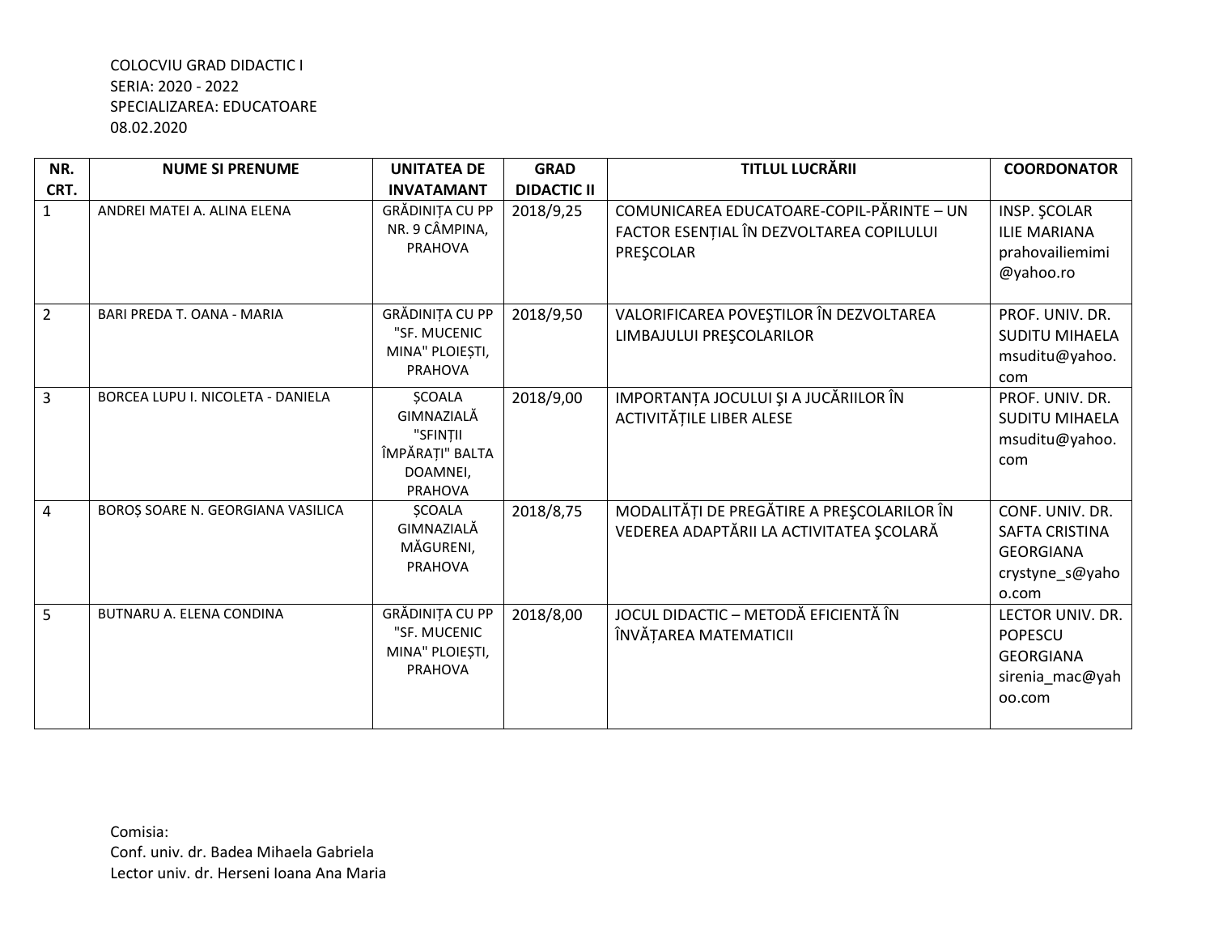COLOCVIU GRAD DIDACTIC I
SERIA: 2020 - 2022
SPECIALIZAREA: EDUCATOARE
08.02.2020

| NR. CRT. | NUME SI PRENUME | UNITATEA DE INVATAMANT | GRAD DIDACTIC II | TITLUL LUCRĂRII | COORDONATOR |
|---|---|---|---|---|---|
| 1 | ANDREI MATEI A. ALINA ELENA | GRĂDINIȚA CU PP NR. 9 CÂMPINA, PRAHOVA | 2018/9,25 | COMUNICAREA EDUCATOARE-COPIL-PĂRINTE – UN FACTOR ESENȚIAL ÎN DEZVOLTAREA COPILULUI PREŞCOLAR | INSP. ŞCOLAR ILIE MARIANA prahovailiemimi@yahoo.ro |
| 2 | BARI PREDA T. OANA - MARIA | GRĂDINIȚA CU PP "SF. MUCENIC MINA" PLOIEȘTI, PRAHOVA | 2018/9,50 | VALORIFICAREA POVEŞTILOR ÎN DEZVOLTAREA LIMBAJULUI PREŞCOLARILOR | PROF. UNIV. DR. SUDITU MIHAELA msuditu@yahoo.com |
| 3 | BORCEA LUPU I. NICOLETA - DANIELA | ȘCOALA GIMNAZIALĂ "SFINȚII ÎMPĂRAȚI" BALTA DOAMNEI, PRAHOVA | 2018/9,00 | IMPORTANȚA JOCULUI ŞI A JUCĂRIILOR ÎN ACTIVITĂȚILE LIBER ALESE | PROF. UNIV. DR. SUDITU MIHAELA msuditu@yahoo.com |
| 4 | BOROȘ SOARE N. GEORGIANA VASILICA | ȘCOALA GIMNAZIALĂ MĂGURENI, PRAHOVA | 2018/8,75 | MODALITĂȚI DE PREGĂTIRE A PREŞCOLARILOR ÎN VEDEREA ADAPTĂRII LA ACTIVITATEA ŞCOLARĂ | CONF. UNIV. DR. SAFTA CRISTINA GEORGIANA crystyne_s@yahoo.com |
| 5 | BUTNARU A. ELENA CONDINA | GRĂDINIȚA CU PP "SF. MUCENIC MINA" PLOIEȘTI, PRAHOVA | 2018/8,00 | JOCUL DIDACTIC – METODĂ EFICIENTĂ ÎN ÎNVĂȚAREA MATEMATICII | LECTOR UNIV. DR. POPESCU GEORGIANA sirenia_mac@yahoo.com |

Comisia:
Conf. univ. dr. Badea Mihaela Gabriela
Lector univ. dr. Herseni Ioana Ana Maria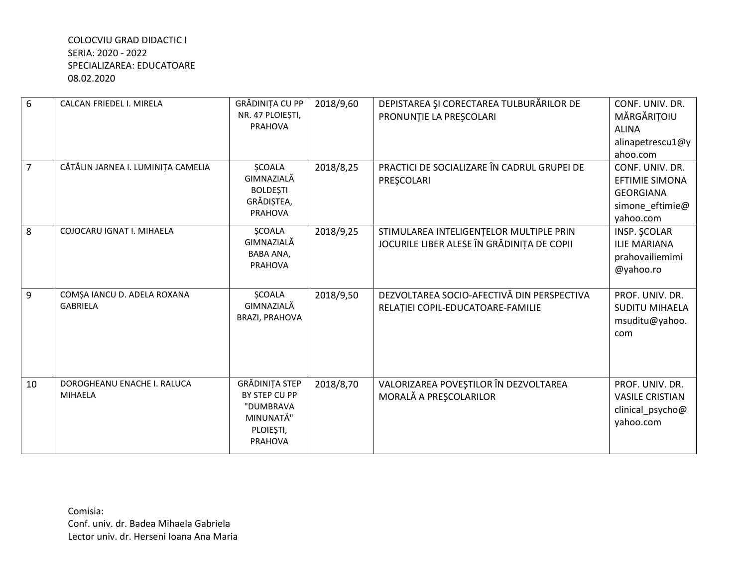COLOCVIU GRAD DIDACTIC I
SERIA: 2020 - 2022
SPECIALIZAREA: EDUCATOARE
08.02.2020

| | | | | | |
|---|---|---|---|---|---|
| 6 | CALCAN FRIEDEL I. MIRELA | GRĂDINIȚA CU PP NR. 47 PLOIEȘTI, PRAHOVA | 2018/9,60 | DEPISTAREA ŞI CORECTAREA TULBURĂRILOR DE PRONUNȚIE LA PREŞCOLARI | CONF. UNIV. DR. MĂRGĂRIȚOIU ALINA alinapetrescu1@yahoo.com |
| 7 | CĂTĂLIN JARNEA I. LUMINIȚA CAMELIA | ȘCOALA GIMNAZIALĂ BOLDEȘTI GRĂDIȘTEA, PRAHOVA | 2018/8,25 | PRACTICI DE SOCIALIZARE ÎN CADRUL GRUPEI DE PREŞCOLARI | CONF. UNIV. DR. EFTIMIE SIMONA GEORGIANA simone_eftimie@yahoo.com |
| 8 | COJOCARU IGNAT I. MIHAELA | ȘCOALA GIMNAZIALĂ BABA ANA, PRAHOVA | 2018/9,25 | STIMULAREA INTELIGENȚELOR MULTIPLE PRIN JOCURILE LIBER ALESE ÎN GRĂDINIȚA DE COPII | INSP. ȘCOLAR ILIE MARIANA prahovailiemimi@yahoo.ro |
| 9 | COMȘA IANCU D. ADELA ROXANA GABRIELA | ȘCOALA GIMNAZIALĂ BRAZI, PRAHOVA | 2018/9,50 | DEZVOLTAREA SOCIO-AFECTIVĂ DIN PERSPECTIVA RELAȚIEI COPIL-EDUCATOARE-FAMILIE | PROF. UNIV. DR. SUDITU MIHAELA msuditu@yahoo.com |
| 10 | DOROGHEANU ENACHE I. RALUCA MIHAELA | GRĂDINIȚA STEP BY STEP CU PP "DUMBRAVA MINUNATĂ" PLOIEȘTI, PRAHOVA | 2018/8,70 | VALORIZAREA POVEŞTILOR ÎN DEZVOLTAREA MORALĂ A PREŞCOLARILOR | PROF. UNIV. DR. VASILE CRISTIAN clinical_psycho@yahoo.com |

Comisia:
Conf. univ. dr. Badea Mihaela Gabriela
Lector univ. dr. Herseni Ioana Ana Maria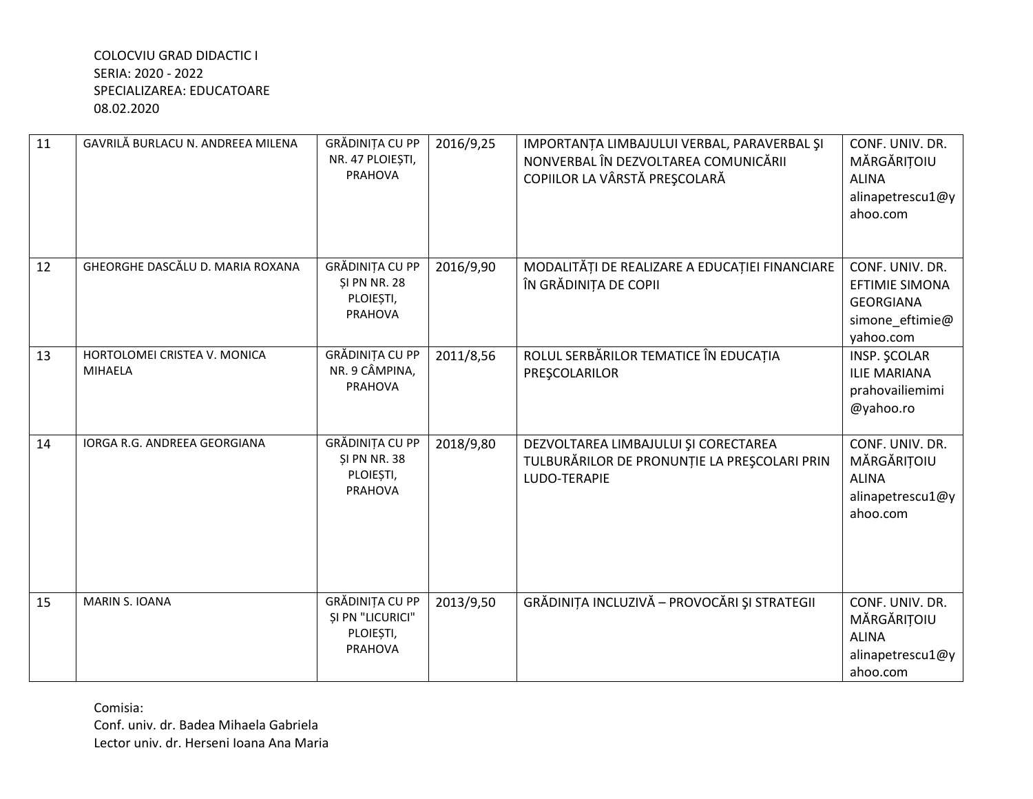COLOCVIU GRAD DIDACTIC I
SERIA: 2020 - 2022
SPECIALIZAREA: EDUCATOARE
08.02.2020

| | | | | | |
|---|---|---|---|---|---|
| 11 | GAVRILĂ BURLACU N. ANDREEA MILENA | GRĂDINIȚA CU PP NR. 47 PLOIEȘTI, PRAHOVA | 2016/9,25 | IMPORTANȚA LIMBAJULUI VERBAL, PARAVERBAL ŞI NONVERBAL ÎN DEZVOLTAREA COMUNICĂRII COPIILOR LA VÂRSTĂ PREŞCOLARĂ | CONF. UNIV. DR. MĂRGĂRIȚOIU ALINA alinapetrescu1@yahoo.com |
| 12 | GHEORGHE DASCĂLU D. MARIA ROXANA | GRĂDINIȚA CU PP ȘI PN NR. 28 PLOIEȘTI, PRAHOVA | 2016/9,90 | MODALITĂȚI DE REALIZARE A EDUCAȚIEI FINANCIARE ÎN GRĂDINIȚA DE COPII | CONF. UNIV. DR. EFTIMIE SIMONA GEORGIANA simone_eftimie@yahoo.com |
| 13 | HORTOLOMEI CRISTEA V. MONICA MIHAELA | GRĂDINIȚA CU PP NR. 9 CÂMPINA, PRAHOVA | 2011/8,56 | ROLUL SERBĂRILOR TEMATICE ÎN EDUCAȚIA PREŞCOLARILOR | INSP. ŞCOLAR ILIE MARIANA prahovailiemimi@yahoo.ro |
| 14 | IORGA R.G. ANDREEA GEORGIANA | GRĂDINIȚA CU PP ȘI PN NR. 38 PLOIEȘTI, PRAHOVA | 2018/9,80 | DEZVOLTAREA LIMBAJULUI ŞI CORECTAREA TULBURĂRILOR DE PRONUNȚIE LA PREŞCOLARI PRIN LUDO-TERAPIE | CONF. UNIV. DR. MĂRGĂRIȚOIU ALINA alinapetrescu1@yahoo.com |
| 15 | MARIN S. IOANA | GRĂDINIȚA CU PP ȘI PN "LICURICI" PLOIEȘTI, PRAHOVA | 2013/9,50 | GRĂDINIȚA INCLUZIVĂ – PROVOCĂRI ŞI STRATEGII | CONF. UNIV. DR. MĂRGĂRIȚOIU ALINA alinapetrescu1@yahoo.com |

Comisia:
Conf. univ. dr. Badea Mihaela Gabriela
Lector univ. dr. Herseni Ioana Ana Maria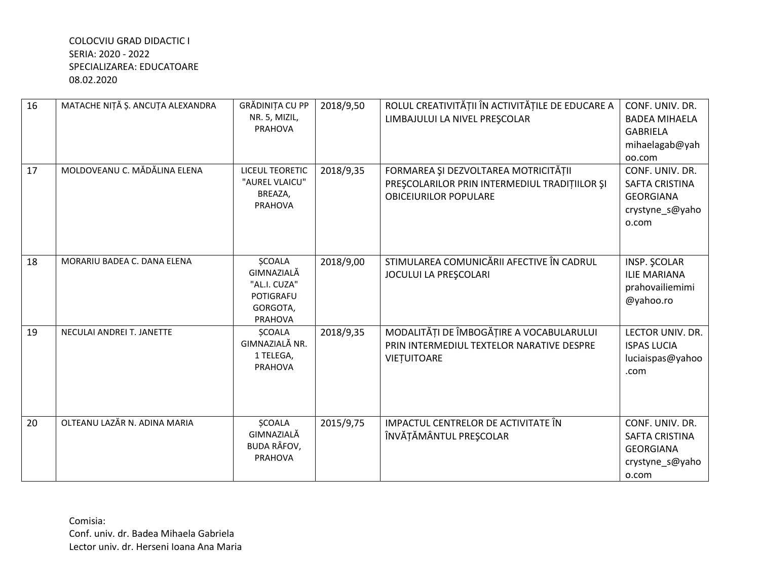COLOCVIU GRAD DIDACTIC I
SERIA: 2020 - 2022
SPECIALIZAREA: EDUCATOARE
08.02.2020

| | | | | | |
|---|---|---|---|---|---|
| 16 | MATACHE NIȚĂ Ș. ANCUȚA ALEXANDRA | GRĂDINIȚA CU PP NR. 5, MIZIL, PRAHOVA | 2018/9,50 | ROLUL CREATIVITĂȚII ÎN ACTIVITĂȚILE DE EDUCARE A LIMBAJULUI LA NIVEL PREŞCOLAR | CONF. UNIV. DR. BADEA MIHAELA GABRIELA mihaelagab@yahoo.com |
| 17 | MOLDOVEANU C. MĂDĂLINA ELENA | LICEUL TEORETIC "AUREL VLAICU" BREAZA, PRAHOVA | 2018/9,35 | FORMAREA ŞI DEZVOLTAREA MOTRICITĂȚII PREŞCOLARILOR PRIN INTERMEDIUL TRADIȚIILOR ŞI OBICEIURILOR POPULARE | CONF. UNIV. DR. SAFTA CRISTINA GEORGIANA crystyne_s@yahoo.com |
| 18 | MORARIU BADEA C. DANA ELENA | ȘCOALA GIMNAZIALĂ "AL.I. CUZA" POTIGRAFU GORGOTA, PRAHOVA | 2018/9,00 | STIMULAREA COMUNICĂRII AFECTIVE ÎN CADRUL JOCULUI LA PREŞCOLARI | INSP. ŞCOLAR ILIE MARIANA prahovailiemimi@yahoo.ro |
| 19 | NECULAI ANDREI T. JANETTE | ȘCOALA GIMNAZIALĂ NR. 1 TELEGA, PRAHOVA | 2018/9,35 | MODALITĂȚI DE ÎMBOGĂȚIRE A VOCABULARULUI PRIN INTERMEDIUL TEXTELOR NARATIVE DESPRE VIEȚUITOARE | LECTOR UNIV. DR. ISPAS LUCIA luciaispas@yahoo.com |
| 20 | OLTEANU LAZĂR N. ADINA MARIA | ȘCOALA GIMNAZIALĂ BUDA RÂFOV, PRAHOVA | 2015/9,75 | IMPACTUL CENTRELOR DE ACTIVITATE ÎN ÎNVĂȚĂMÂNTUL PREŞCOLAR | CONF. UNIV. DR. SAFTA CRISTINA GEORGIANA crystyne_s@yahoo.com |

Comisia:
Conf. univ. dr. Badea Mihaela Gabriela
Lector univ. dr. Herseni Ioana Ana Maria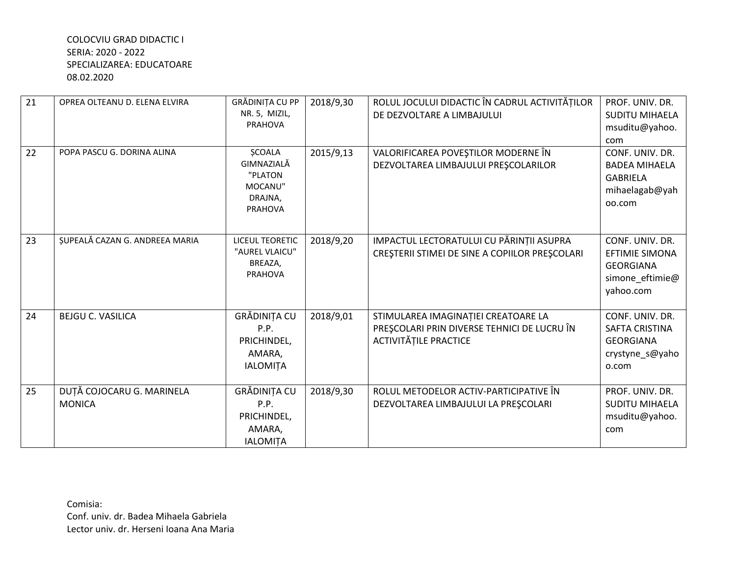COLOCVIU GRAD DIDACTIC I
SERIA: 2020 - 2022
SPECIALIZAREA: EDUCATOARE
08.02.2020

| | | | | | |
|---|---|---|---|---|---|
| 21 | OPREA OLTEANU D. ELENA ELVIRA | GRĂDINIȚA CU PP NR. 5, MIZIL, PRAHOVA | 2018/9,30 | ROLUL JOCULUI DIDACTIC ÎN CADRUL ACTIVITĂȚILOR DE DEZVOLTARE A LIMBAJULUI | PROF. UNIV. DR. SUDITU MIHAELA msuditu@yahoo.com |
| 22 | POPA PASCU G. DORINA ALINA | ȘCOALA GIMNAZIALĂ "PLATON MOCANU" DRAJNA, PRAHOVA | 2015/9,13 | VALORIFICAREA POVEŞTILOR MODERNE ÎN DEZVOLTAREA LIMBAJULUI PREŞCOLARILOR | CONF. UNIV. DR. BADEA MIHAELA GABRIELA mihaelagab@yahoo.com |
| 23 | ȘUPEALĂ CAZAN G. ANDREEA MARIA | LICEUL TEORETIC "AUREL VLAICU" BREAZA, PRAHOVA | 2018/9,20 | IMPACTUL LECTORATULUI CU PĂRINȚII ASUPRA CREŞTERII STIMEI DE SINE A COPIILOR PREŞCOLARI | CONF. UNIV. DR. EFTIMIE SIMONA GEORGIANA simone_eftimie@yahoo.com |
| 24 | BEJGU C. VASILICA | GRĂDINIȚA CU P.P. PRICHINDEL, AMARA, IALOMIȚA | 2018/9,01 | STIMULAREA IMAGINAȚIEI CREATOARE LA PREŞCOLARI PRIN DIVERSE TEHNICI DE LUCRU ÎN ACTIVITĂȚILE PRACTICE | CONF. UNIV. DR. SAFTA CRISTINA GEORGIANA crystyne_s@yahoo.com |
| 25 | DUȚĂ COJOCARU G. MARINELA MONICA | GRĂDINIȚA CU P.P. PRICHINDEL, AMARA, IALOMIȚA | 2018/9,30 | ROLUL METODELOR ACTIV-PARTICIPATIVE ÎN DEZVOLTAREA LIMBAJULUI LA PREŞCOLARI | PROF. UNIV. DR. SUDITU MIHAELA msuditu@yahoo.com |

Comisia:
Conf. univ. dr. Badea Mihaela Gabriela
Lector univ. dr. Herseni Ioana Ana Maria